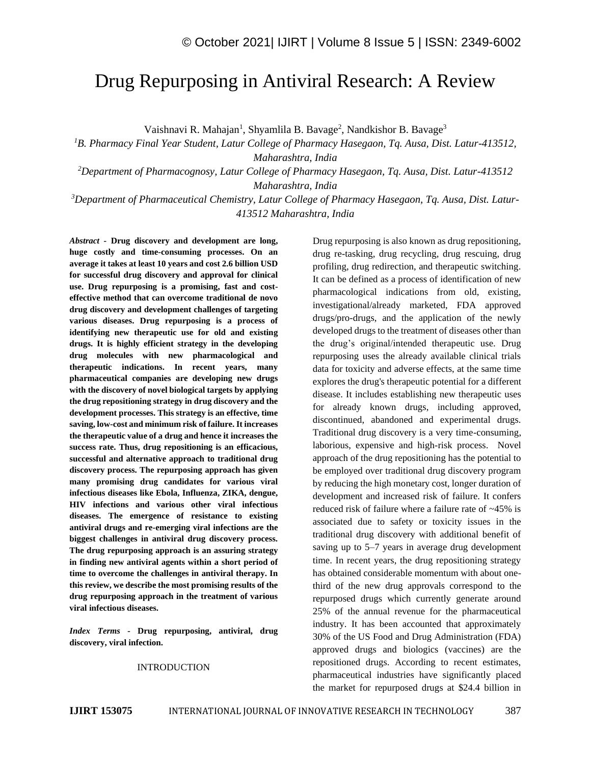# Drug Repurposing in Antiviral Research: A Review

Vaishnavi R. Mahajan[1], Shyamlila B. Bavage[2], Nandkishor B. Bavage[3]

[1]*B. Pharmacy Final Year Student, Latur College of Pharmacy Hasegaon, Tq. Ausa, Dist. Latur-413512, Maharashtra, India*

[2]*Department of Pharmacognosy, Latur College of Pharmacy Hasegaon, Tq. Ausa, Dist. Latur-413512 Maharashtra, India*

[3]*Department of Pharmaceutical Chemistry, Latur College of Pharmacy Hasegaon, Tq. Ausa, Dist. Latur-413512 Maharashtra, India*

***Abstract* - Drug discovery and development are long, huge costly and time-consuming processes. On an average it takes at least 10 years and cost 2.6 billion USD for successful drug discovery and approval for clinical use. Drug repurposing is a promising, fast and cost-effective method that can overcome traditional de novo drug discovery and development challenges of targeting various diseases. Drug repurposing is a process of identifying new therapeutic use for old and existing drugs. It is highly efficient strategy in the developing drug molecules with new pharmacological and therapeutic indications. In recent years, many pharmaceutical companies are developing new drugs with the discovery of novel biological targets by applying the drug repositioning strategy in drug discovery and the development processes. This strategy is an effective, time saving, low-cost and minimum risk of failure. It increases the therapeutic value of a drug and hence it increases the success rate. Thus, drug repositioning is an efficacious, successful and alternative approach to traditional drug discovery process. The repurposing approach has given many promising drug candidates for various viral infectious diseases like Ebola, Influenza, ZIKA, dengue, HIV infections and various other viral infectious diseases. The emergence of resistance to existing antiviral drugs and re-emerging viral infections are the biggest challenges in antiviral drug discovery process. The drug repurposing approach is an assuring strategy in finding new antiviral agents within a short period of time to overcome the challenges in antiviral therapy. In this review, we describe the most promising results of the drug repurposing approach in the treatment of various viral infectious diseases.**

***Index Terms* - Drug repurposing, antiviral, drug discovery, viral infection.**

## INTRODUCTION

Drug repurposing is also known as drug repositioning, drug re-tasking, drug recycling, drug rescuing, drug profiling, drug redirection, and therapeutic switching. It can be defined as a process of identification of new pharmacological indications from old, existing, investigational/already marketed, FDA approved drugs/pro-drugs, and the application of the newly developed drugs to the treatment of diseases other than the drug's original/intended therapeutic use. Drug repurposing uses the already available clinical trials data for toxicity and adverse effects, at the same time explores the drug's therapeutic potential for a different disease. It includes establishing new therapeutic uses for already known drugs, including approved, discontinued, abandoned and experimental drugs. Traditional drug discovery is a very time-consuming, laborious, expensive and high-risk process. Novel approach of the drug repositioning has the potential to be employed over traditional drug discovery program by reducing the high monetary cost, longer duration of development and increased risk of failure. It confers reduced risk of failure where a failure rate of ~45% is associated due to safety or toxicity issues in the traditional drug discovery with additional benefit of saving up to 5–7 years in average drug development time. In recent years, the drug repositioning strategy has obtained considerable momentum with about one-third of the new drug approvals correspond to the repurposed drugs which currently generate around 25% of the annual revenue for the pharmaceutical industry. It has been accounted that approximately 30% of the US Food and Drug Administration (FDA) approved drugs and biologics (vaccines) are the repositioned drugs. According to recent estimates, pharmaceutical industries have significantly placed the market for repurposed drugs at $24.4 billion in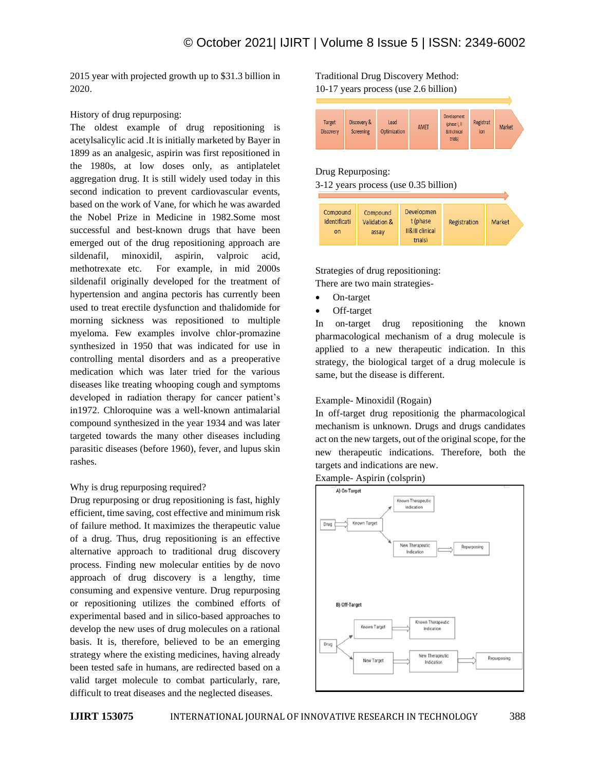2015 year with projected growth up to $31.3 billion in 2020.

History of drug repurposing:

The oldest example of drug repositioning is acetylsalicylic acid .It is initially marketed by Bayer in 1899 as an analgesic, aspirin was first repositioned in the 1980s, at low doses only, as antiplatelet aggregation drug. It is still widely used today in this second indication to prevent cardiovascular events, based on the work of Vane, for which he was awarded the Nobel Prize in Medicine in 1982.Some most successful and best-known drugs that have been emerged out of the drug repositioning approach are sildenafil, minoxidil, aspirin, valproic acid, methotrexate etc. For example, in mid 2000s sildenafil originally developed for the treatment of hypertension and angina pectoris has currently been used to treat erectile dysfunction and thalidomide for morning sickness was repositioned to multiple myeloma. Few examples involve chlor-promazine synthesized in 1950 that was indicated for use in controlling mental disorders and as a preoperative medication which was later tried for the various diseases like treating whooping cough and symptoms developed in radiation therapy for cancer patient's in1972. Chloroquine was a well-known antimalarial compound synthesized in the year 1934 and was later targeted towards the many other diseases including parasitic diseases (before 1960), fever, and lupus skin rashes.

Why is drug repurposing required?

Drug repurposing or drug repositioning is fast, highly efficient, time saving, cost effective and minimum risk of failure method. It maximizes the therapeutic value of a drug. Thus, drug repositioning is an effective alternative approach to traditional drug discovery process. Finding new molecular entities by de novo approach of drug discovery is a lengthy, time consuming and expensive venture. Drug repurposing or repositioning utilizes the combined efforts of experimental based and in silico-based approaches to develop the new uses of drug molecules on a rational basis. It is, therefore, believed to be an emerging strategy where the existing medicines, having already been tested safe in humans, are redirected based on a valid target molecule to combat particularly, rare, difficult to treat diseases and the neglected diseases.

Traditional Drug Discovery Method:
10-17 years process (use 2.6 billion)

Target Discovery → Discovery & Screening → Lead Optimization → AMET → Development (phase I, II &III clinical trials) → Registration → Market

Drug Repurposing:
3-12 years process (use 0.35 billion)

Compound Identification → Compound Validation & assay → Development (phase II&III clinical trials) → Registration → Market

Strategies of drug repositioning:

There are two main strategies-

- On-target
- Off-target

In on-target drug repositioning the known pharmacological mechanism of a drug molecule is applied to a new therapeutic indication. In this strategy, the biological target of a drug molecule is same, but the disease is different.

Example- Minoxidil (Rogain)

In off-target drug repositionig the pharmacological mechanism is unknown. Drugs and drugs candidates act on the new targets, out of the original scope, for the new therapeutic indications. Therefore, both the targets and indications are new.

Example- Aspirin (colsprin)

A) On-Target: Drug → Known Target → Known Therapeutic Indication; Known Target → New Therapeutic Indication → Repurposing

B) Off-Target: Drug → Known Target → Known Therapeutic Indication; Drug → New Target → New Therapeutic Indication → Repurposing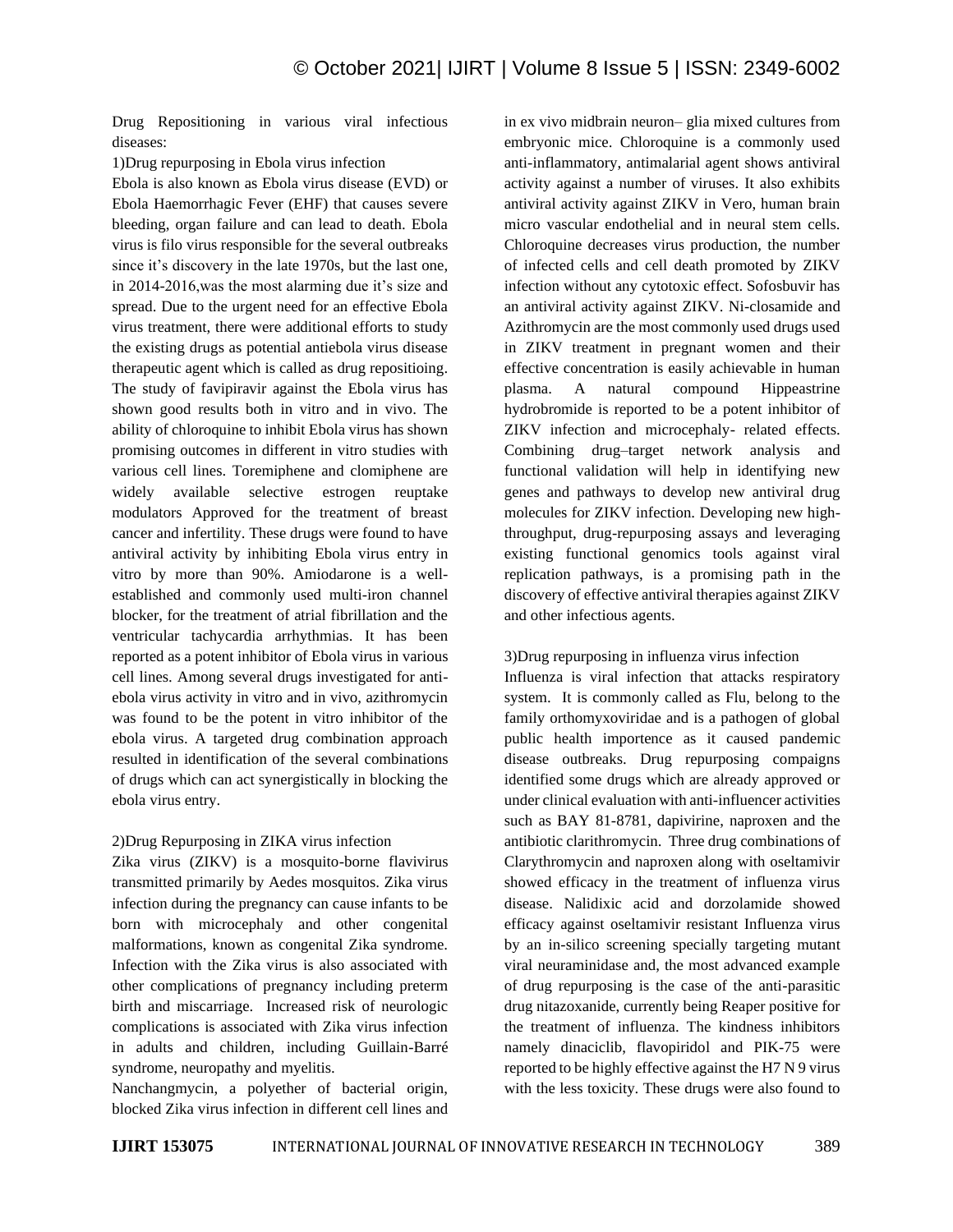Drug Repositioning in various viral infectious diseases:

1)Drug repurposing in Ebola virus infection

Ebola is also known as Ebola virus disease (EVD) or Ebola Haemorrhagic Fever (EHF) that causes severe bleeding, organ failure and can lead to death. Ebola virus is filo virus responsible for the several outbreaks since it's discovery in the late 1970s, but the last one, in 2014-2016,was the most alarming due it's size and spread. Due to the urgent need for an effective Ebola virus treatment, there were additional efforts to study the existing drugs as potential antiebola virus disease therapeutic agent which is called as drug repositioing. The study of favipiravir against the Ebola virus has shown good results both in vitro and in vivo. The ability of chloroquine to inhibit Ebola virus has shown promising outcomes in different in vitro studies with various cell lines. Toremiphene and clomiphene are widely available selective estrogen reuptake modulators Approved for the treatment of breast cancer and infertility. These drugs were found to have antiviral activity by inhibiting Ebola virus entry in vitro by more than 90%. Amiodarone is a well-established and commonly used multi-iron channel blocker, for the treatment of atrial fibrillation and the ventricular tachycardia arrhythmias. It has been reported as a potent inhibitor of Ebola virus in various cell lines. Among several drugs investigated for anti-ebola virus activity in vitro and in vivo, azithromycin was found to be the potent in vitro inhibitor of the ebola virus. A targeted drug combination approach resulted in identification of the several combinations of drugs which can act synergistically in blocking the ebola virus entry.

2)Drug Repurposing in ZIKA virus infection

Zika virus (ZIKV) is a mosquito-borne flavivirus transmitted primarily by Aedes mosquitos. Zika virus infection during the pregnancy can cause infants to be born with microcephaly and other congenital malformations, known as congenital Zika syndrome. Infection with the Zika virus is also associated with other complications of pregnancy including preterm birth and miscarriage. Increased risk of neurologic complications is associated with Zika virus infection in adults and children, including Guillain-Barré syndrome, neuropathy and myelitis.

Nanchangmycin, a polyether of bacterial origin, blocked Zika virus infection in different cell lines and in ex vivo midbrain neuron– glia mixed cultures from embryonic mice. Chloroquine is a commonly used anti-inflammatory, antimalarial agent shows antiviral activity against a number of viruses. It also exhibits antiviral activity against ZIKV in Vero, human brain micro vascular endothelial and in neural stem cells. Chloroquine decreases virus production, the number of infected cells and cell death promoted by ZIKV infection without any cytotoxic effect. Sofosbuvir has an antiviral activity against ZIKV. Ni-closamide and Azithromycin are the most commonly used drugs used in ZIKV treatment in pregnant women and their effective concentration is easily achievable in human plasma. A natural compound Hippeastrine hydrobromide is reported to be a potent inhibitor of ZIKV infection and microcephaly- related effects. Combining drug–target network analysis and functional validation will help in identifying new genes and pathways to develop new antiviral drug molecules for ZIKV infection. Developing new high-throughput, drug-repurposing assays and leveraging existing functional genomics tools against viral replication pathways, is a promising path in the discovery of effective antiviral therapies against ZIKV and other infectious agents.

3)Drug repurposing in influenza virus infection

Influenza is viral infection that attacks respiratory system. It is commonly called as Flu, belong to the family orthomyxoviridae and is a pathogen of global public health importence as it caused pandemic disease outbreaks. Drug repurposing compaigns identified some drugs which are already approved or under clinical evaluation with anti-influencer activities such as BAY 81-8781, dapivirine, naproxen and the antibiotic clarithromycin. Three drug combinations of Clarythromycin and naproxen along with oseltamivir showed efficacy in the treatment of influenza virus disease. Nalidixic acid and dorzolamide showed efficacy against oseltamivir resistant Influenza virus by an in-silico screening specially targeting mutant viral neuraminidase and, the most advanced example of drug repurposing is the case of the anti-parasitic drug nitazoxanide, currently being Reaper positive for the treatment of influenza. The kindness inhibitors namely dinaciclib, flavopiridol and PIK-75 were reported to be highly effective against the H7 N 9 virus with the less toxicity. These drugs were also found to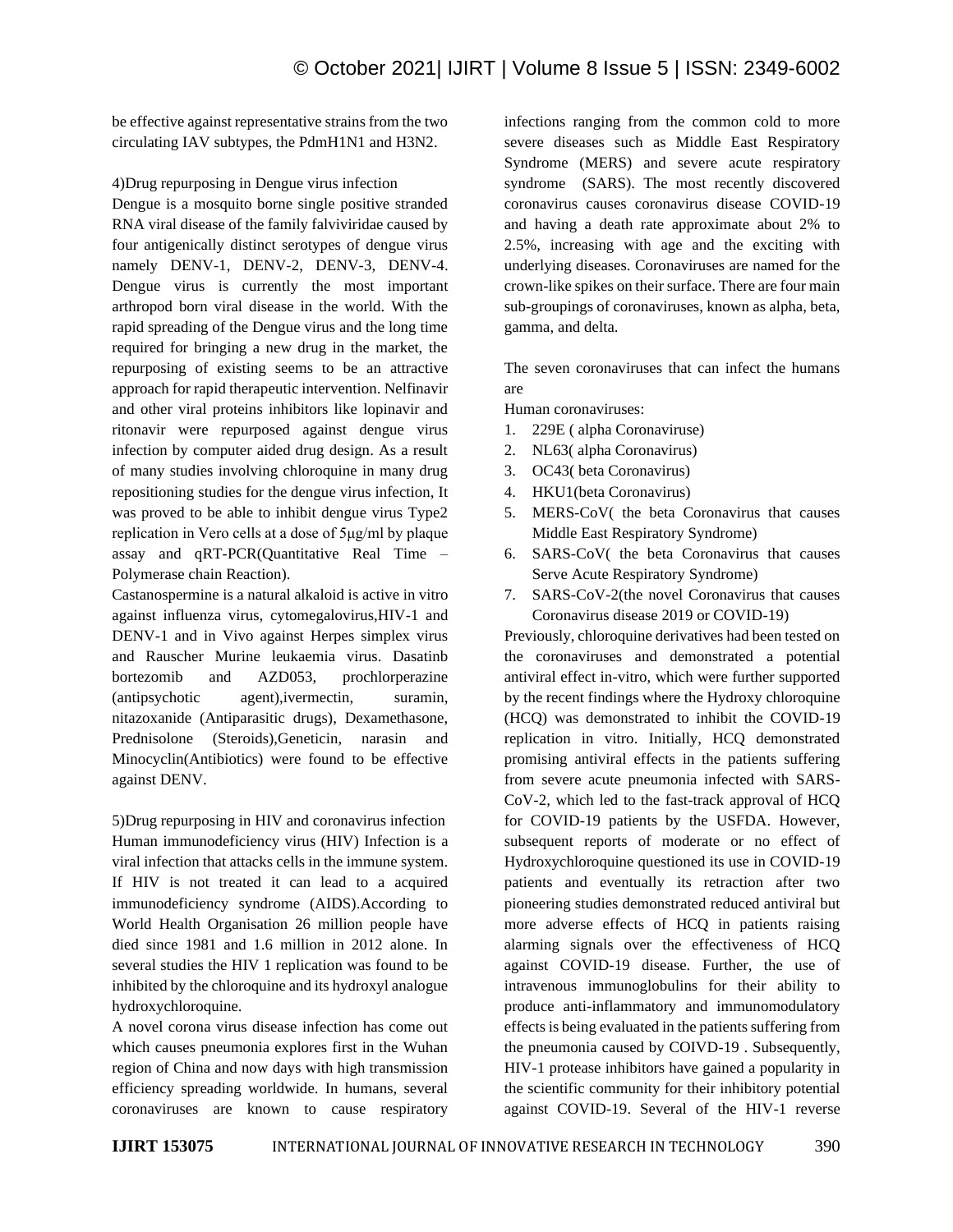be effective against representative strains from the two circulating IAV subtypes, the PdmH1N1 and H3N2.

4)Drug repurposing in Dengue virus infection

Dengue is a mosquito borne single positive stranded RNA viral disease of the family falviviridae caused by four antigenically distinct serotypes of dengue virus namely DENV-1, DENV-2, DENV-3, DENV-4. Dengue virus is currently the most important arthropod born viral disease in the world. With the rapid spreading of the Dengue virus and the long time required for bringing a new drug in the market, the repurposing of existing seems to be an attractive approach for rapid therapeutic intervention. Nelfinavir and other viral proteins inhibitors like lopinavir and ritonavir were repurposed against dengue virus infection by computer aided drug design. As a result of many studies involving chloroquine in many drug repositioning studies for the dengue virus infection, It was proved to be able to inhibit dengue virus Type2 replication in Vero cells at a dose of 5μg/ml by plaque assay and qRT-PCR(Quantitative Real Time – Polymerase chain Reaction).

Castanospermine is a natural alkaloid is active in vitro against influenza virus, cytomegalovirus,HIV-1 and DENV-1 and in Vivo against Herpes simplex virus and Rauscher Murine leukaemia virus. Dasatinb bortezomib and AZD053, prochlorperazine (antipsychotic agent),ivermectin, suramin, nitazoxanide (Antiparasitic drugs), Dexamethasone, Prednisolone (Steroids),Geneticin, narasin and Minocyclin(Antibiotics) were found to be effective against DENV.

5)Drug repurposing in HIV and coronavirus infection

Human immunodeficiency virus (HIV) Infection is a viral infection that attacks cells in the immune system. If HIV is not treated it can lead to a acquired immunodeficiency syndrome (AIDS).According to World Health Organisation 26 million people have died since 1981 and 1.6 million in 2012 alone. In several studies the HIV 1 replication was found to be inhibited by the chloroquine and its hydroxyl analogue hydroxychloroquine.

A novel corona virus disease infection has come out which causes pneumonia explores first in the Wuhan region of China and now days with high transmission efficiency spreading worldwide. In humans, several coronaviruses are known to cause respiratory infections ranging from the common cold to more severe diseases such as Middle East Respiratory Syndrome (MERS) and severe acute respiratory syndrome (SARS). The most recently discovered coronavirus causes coronavirus disease COVID-19 and having a death rate approximate about 2% to 2.5%, increasing with age and the exciting with underlying diseases. Coronaviruses are named for the crown-like spikes on their surface. There are four main sub-groupings of coronaviruses, known as alpha, beta, gamma, and delta.

The seven coronaviruses that can infect the humans are

Human coronaviruses:

1. 229E ( alpha Coronaviruse)
2. NL63( alpha Coronavirus)
3. OC43( beta Coronavirus)
4. HKU1(beta Coronavirus)
5. MERS-CoV( the beta Coronavirus that causes Middle East Respiratory Syndrome)
6. SARS-CoV( the beta Coronavirus that causes Serve Acute Respiratory Syndrome)
7. SARS-CoV-2(the novel Coronavirus that causes Coronavirus disease 2019 or COVID-19)

Previously, chloroquine derivatives had been tested on the coronaviruses and demonstrated a potential antiviral effect in-vitro, which were further supported by the recent findings where the Hydroxy chloroquine (HCQ) was demonstrated to inhibit the COVID-19 replication in vitro. Initially, HCQ demonstrated promising antiviral effects in the patients suffering from severe acute pneumonia infected with SARS-CoV-2, which led to the fast-track approval of HCQ for COVID-19 patients by the USFDA. However, subsequent reports of moderate or no effect of Hydroxychloroquine questioned its use in COVID-19 patients and eventually its retraction after two pioneering studies demonstrated reduced antiviral but more adverse effects of HCQ in patients raising alarming signals over the effectiveness of HCQ against COVID-19 disease. Further, the use of intravenous immunoglobulins for their ability to produce anti-inflammatory and immunomodulatory effects is being evaluated in the patients suffering from the pneumonia caused by COIVD-19 . Subsequently, HIV-1 protease inhibitors have gained a popularity in the scientific community for their inhibitory potential against COVID-19. Several of the HIV-1 reverse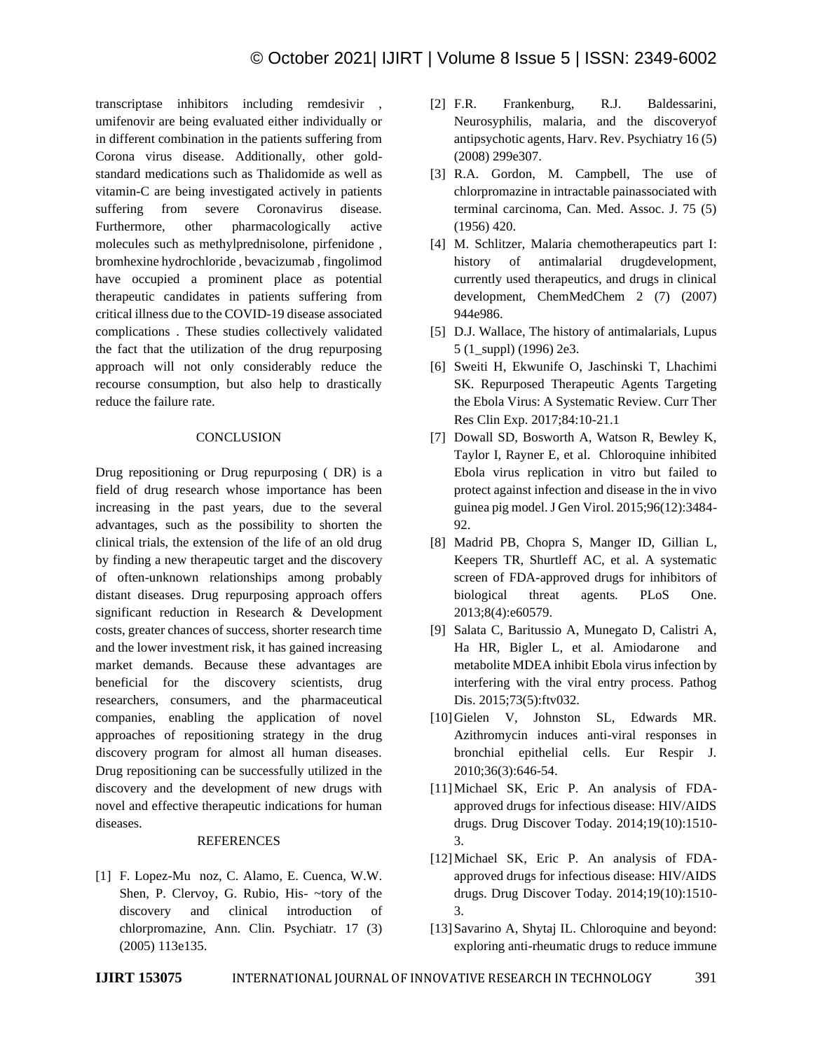transcriptase inhibitors including remdesivir , umifenovir are being evaluated either individually or in different combination in the patients suffering from Corona virus disease. Additionally, other gold-standard medications such as Thalidomide as well as vitamin-C are being investigated actively in patients suffering from severe Coronavirus disease. Furthermore, other pharmacologically active molecules such as methylprednisolone, pirfenidone , bromhexine hydrochloride , bevacizumab , fingolimod have occupied a prominent place as potential therapeutic candidates in patients suffering from critical illness due to the COVID-19 disease associated complications . These studies collectively validated the fact that the utilization of the drug repurposing approach will not only considerably reduce the recourse consumption, but also help to drastically reduce the failure rate.

## CONCLUSION

Drug repositioning or Drug repurposing ( DR) is a field of drug research whose importance has been increasing in the past years, due to the several advantages, such as the possibility to shorten the clinical trials, the extension of the life of an old drug by finding a new therapeutic target and the discovery of often-unknown relationships among probably distant diseases. Drug repurposing approach offers significant reduction in Research & Development costs, greater chances of success, shorter research time and the lower investment risk, it has gained increasing market demands. Because these advantages are beneficial for the discovery scientists, drug researchers, consumers, and the pharmaceutical companies, enabling the application of novel approaches of repositioning strategy in the drug discovery program for almost all human diseases. Drug repositioning can be successfully utilized in the discovery and the development of new drugs with novel and effective therapeutic indications for human diseases.

## REFERENCES

[1] F. Lopez-Mu noz, C. Alamo, E. Cuenca, W.W. Shen, P. Clervoy, G. Rubio, His- ~tory of the discovery and clinical introduction of chlorpromazine, Ann. Clin. Psychiatr. 17 (3) (2005) 113e135.

[2] F.R. Frankenburg, R.J. Baldessarini, Neurosyphilis, malaria, and the discoveryof antipsychotic agents, Harv. Rev. Psychiatry 16 (5) (2008) 299e307.

[3] R.A. Gordon, M. Campbell, The use of chlorpromazine in intractable painassociated with terminal carcinoma, Can. Med. Assoc. J. 75 (5) (1956) 420.

[4] M. Schlitzer, Malaria chemotherapeutics part I: history of antimalarial drugdevelopment, currently used therapeutics, and drugs in clinical development, ChemMedChem 2 (7) (2007) 944e986.

[5] D.J. Wallace, The history of antimalarials, Lupus 5 (1_suppl) (1996) 2e3.

[6] Sweiti H, Ekwunife O, Jaschinski T, Lhachimi SK. Repurposed Therapeutic Agents Targeting the Ebola Virus: A Systematic Review. Curr Ther Res Clin Exp. 2017;84:10-21.1

[7] Dowall SD, Bosworth A, Watson R, Bewley K, Taylor I, Rayner E, et al. Chloroquine inhibited Ebola virus replication in vitro but failed to protect against infection and disease in the in vivo guinea pig model. J Gen Virol. 2015;96(12):3484-92.

[8] Madrid PB, Chopra S, Manger ID, Gillian L, Keepers TR, Shurtleff AC, et al. A systematic screen of FDA-approved drugs for inhibitors of biological threat agents. PLoS One. 2013;8(4):e60579.

[9] Salata C, Baritussio A, Munegato D, Calistri A, Ha HR, Bigler L, et al. Amiodarone and metabolite MDEA inhibit Ebola virus infection by interfering with the viral entry process. Pathog Dis. 2015;73(5):ftv032.

[10] Gielen V, Johnston SL, Edwards MR. Azithromycin induces anti-viral responses in bronchial epithelial cells. Eur Respir J. 2010;36(3):646-54.

[11] Michael SK, Eric P. An analysis of FDA-approved drugs for infectious disease: HIV/AIDS drugs. Drug Discover Today. 2014;19(10):1510-3.

[12] Michael SK, Eric P. An analysis of FDA-approved drugs for infectious disease: HIV/AIDS drugs. Drug Discover Today. 2014;19(10):1510-3.

[13] Savarino A, Shytaj IL. Chloroquine and beyond: exploring anti-rheumatic drugs to reduce immune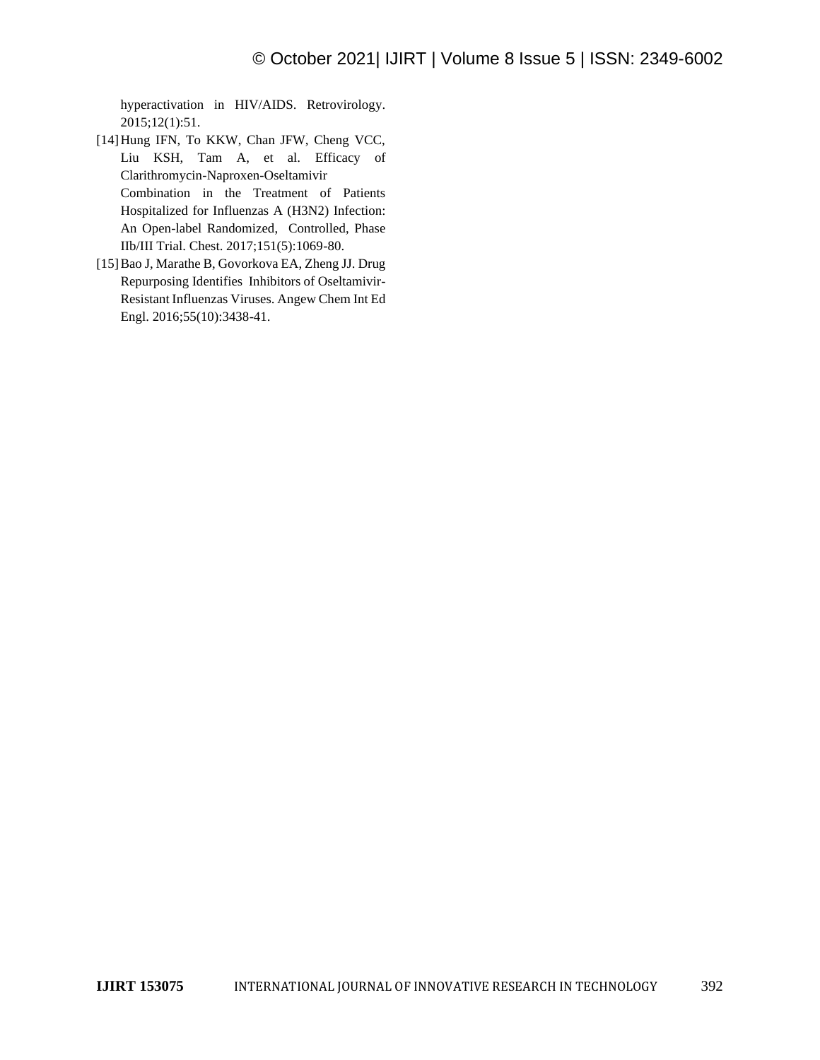hyperactivation in HIV/AIDS. Retrovirology. 2015;12(1):51.

[14] Hung IFN, To KKW, Chan JFW, Cheng VCC, Liu KSH, Tam A, et al. Efficacy of Clarithromycin-Naproxen-Oseltamivir Combination in the Treatment of Patients Hospitalized for Influenzas A (H3N2) Infection: An Open-label Randomized, Controlled, Phase IIb/III Trial. Chest. 2017;151(5):1069-80.

[15] Bao J, Marathe B, Govorkova EA, Zheng JJ. Drug Repurposing Identifies Inhibitors of Oseltamivir-Resistant Influenzas Viruses. Angew Chem Int Ed Engl. 2016;55(10):3438-41.